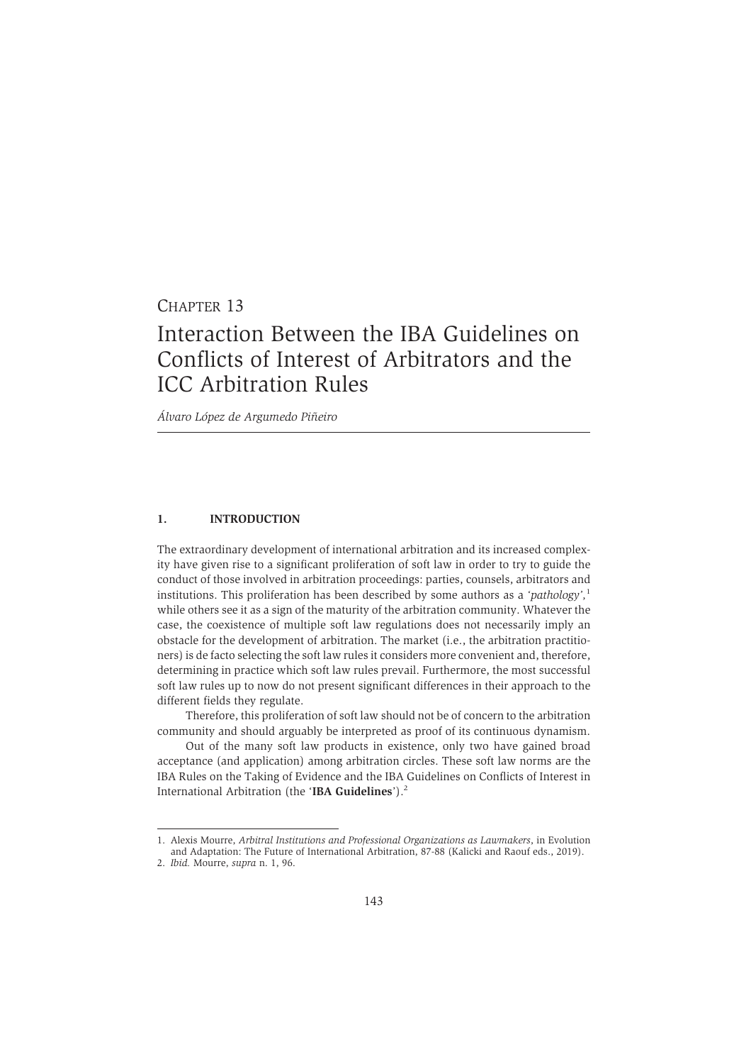# CHAPTER 13

# Interaction Between the IBA Guidelines on Conflicts of Interest of Arbitrators and the ICC Arbitration Rules

*Álvaro López de Argumedo Piñeiro*

## 1. INTRODUCTION

The extraordinary development of international arbitration and its increased complexity have given rise to a significant proliferation of soft law in order to try to guide the conduct of those involved in arbitration proceedings: parties, counsels, arbitrators and institutions. This proliferation has been described by some authors as a '*pathology*',[1] while others see it as a sign of the maturity of the arbitration community. Whatever the case, the coexistence of multiple soft law regulations does not necessarily imply an obstacle for the development of arbitration. The market (i.e., the arbitration practitioners) is de facto selecting the soft law rules it considers more convenient and, therefore, determining in practice which soft law rules prevail. Furthermore, the most successful soft law rules up to now do not present significant differences in their approach to the different fields they regulate.

Therefore, this proliferation of soft law should not be of concern to the arbitration community and should arguably be interpreted as proof of its continuous dynamism.

Out of the many soft law products in existence, only two have gained broad acceptance (and application) among arbitration circles. These soft law norms are the IBA Rules on the Taking of Evidence and the IBA Guidelines on Conflicts of Interest in International Arbitration (the '**IBA Guidelines**').[2]

---

1. Alexis Mourre, *Arbitral Institutions and Professional Organizations as Lawmakers*, in Evolution and Adaptation: The Future of International Arbitration, 87-88 (Kalicki and Raouf eds., 2019).
2. *Ibid.* Mourre, *supra* n. 1, 96.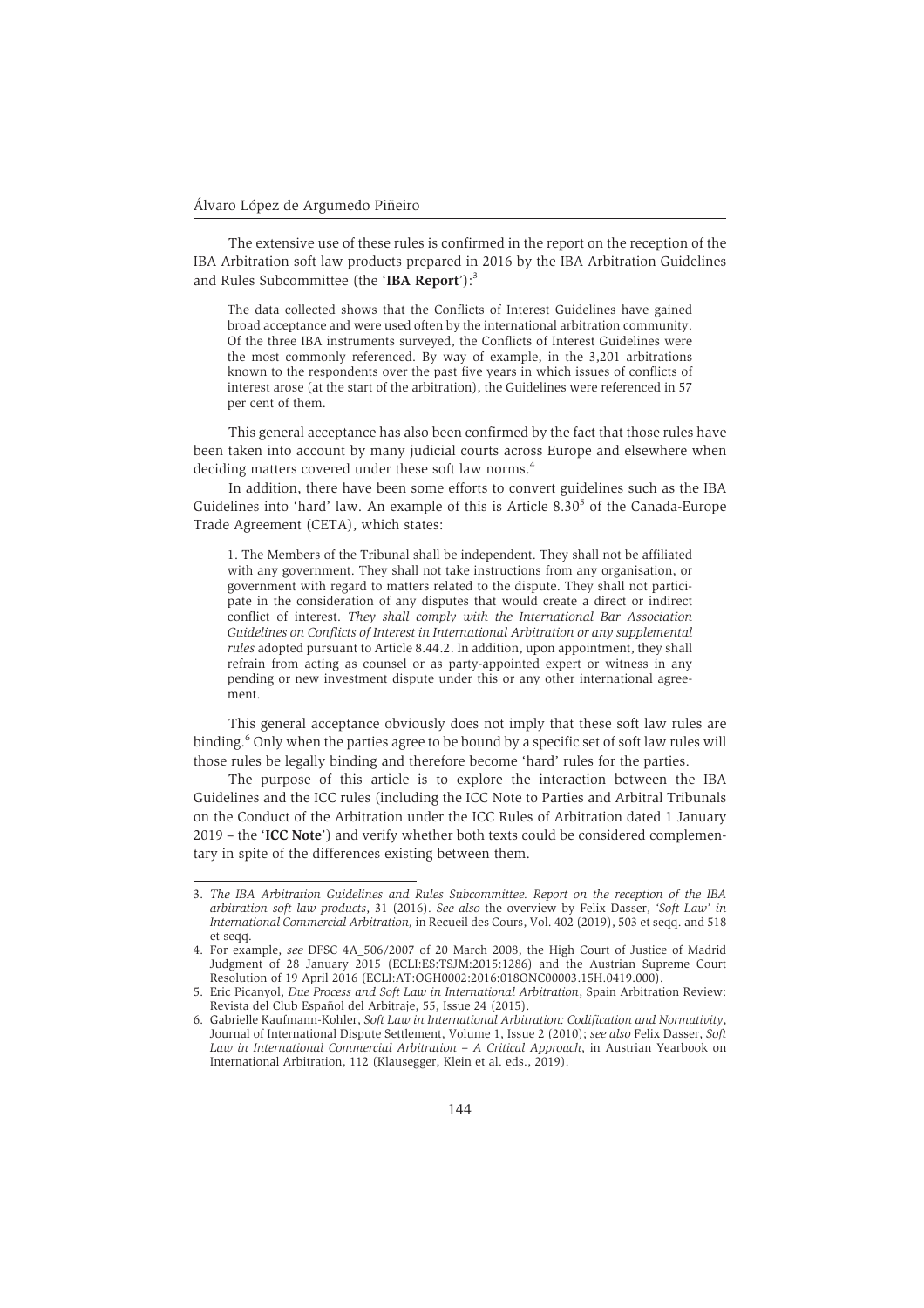The extensive use of these rules is confirmed in the report on the reception of the IBA Arbitration soft law products prepared in 2016 by the IBA Arbitration Guidelines and Rules Subcommittee (the '**IBA Report**'):[3]

> The data collected shows that the Conflicts of Interest Guidelines have gained broad acceptance and were used often by the international arbitration community. Of the three IBA instruments surveyed, the Conflicts of Interest Guidelines were the most commonly referenced. By way of example, in the 3,201 arbitrations known to the respondents over the past five years in which issues of conflicts of interest arose (at the start of the arbitration), the Guidelines were referenced in 57 per cent of them.

This general acceptance has also been confirmed by the fact that those rules have been taken into account by many judicial courts across Europe and elsewhere when deciding matters covered under these soft law norms.[4]

In addition, there have been some efforts to convert guidelines such as the IBA Guidelines into 'hard' law. An example of this is Article 8.30[5] of the Canada-Europe Trade Agreement (CETA), which states:

> 1. The Members of the Tribunal shall be independent. They shall not be affiliated with any government. They shall not take instructions from any organisation, or government with regard to matters related to the dispute. They shall not participate in the consideration of any disputes that would create a direct or indirect conflict of interest. *They shall comply with the International Bar Association Guidelines on Conflicts of Interest in International Arbitration or any supplemental rules* adopted pursuant to Article 8.44.2. In addition, upon appointment, they shall refrain from acting as counsel or as party-appointed expert or witness in any pending or new investment dispute under this or any other international agreement.

This general acceptance obviously does not imply that these soft law rules are binding.[6] Only when the parties agree to be bound by a specific set of soft law rules will those rules be legally binding and therefore become 'hard' rules for the parties.

The purpose of this article is to explore the interaction between the IBA Guidelines and the ICC rules (including the ICC Note to Parties and Arbitral Tribunals on the Conduct of the Arbitration under the ICC Rules of Arbitration dated 1 January 2019 – the '**ICC Note**') and verify whether both texts could be considered complementary in spite of the differences existing between them.

---

3. *The IBA Arbitration Guidelines and Rules Subcommittee. Report on the reception of the IBA arbitration soft law products*, 31 (2016). *See also* the overview by Felix Dasser, *'Soft Law' in International Commercial Arbitration*, in Recueil des Cours, Vol. 402 (2019), 503 et seqq. and 518 et seqq.
4. For example, *see* DFSC 4A_506/2007 of 20 March 2008, the High Court of Justice of Madrid Judgment of 28 January 2015 (ECLI:ES:TSJM:2015:1286) and the Austrian Supreme Court Resolution of 19 April 2016 (ECLI:AT:OGH0002:2016:018ONC00003.15H.0419.000).
5. Eric Picanyol, *Due Process and Soft Law in International Arbitration*, Spain Arbitration Review: Revista del Club Español del Arbitraje, 55, Issue 24 (2015).
6. Gabrielle Kaufmann-Kohler, *Soft Law in International Arbitration: Codification and Normativity*, Journal of International Dispute Settlement, Volume 1, Issue 2 (2010); *see also* Felix Dasser, *Soft Law in International Commercial Arbitration – A Critical Approach*, in Austrian Yearbook on International Arbitration, 112 (Klausegger, Klein et al. eds., 2019).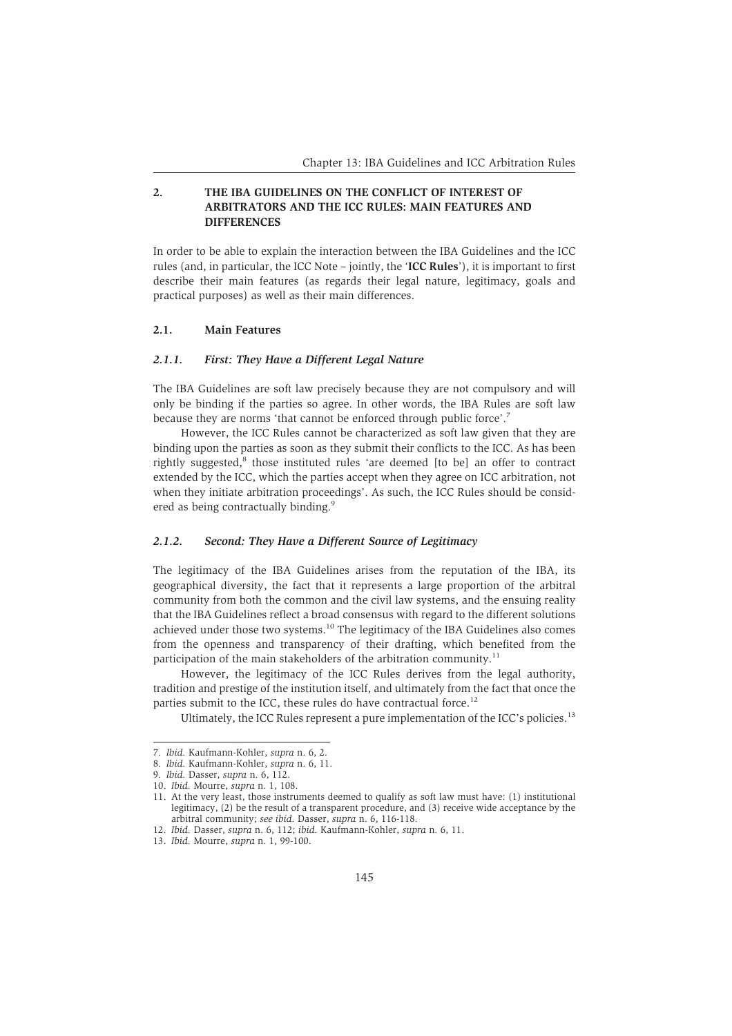## 2. THE IBA GUIDELINES ON THE CONFLICT OF INTEREST OF ARBITRATORS AND THE ICC RULES: MAIN FEATURES AND DIFFERENCES

In order to be able to explain the interaction between the IBA Guidelines and the ICC rules (and, in particular, the ICC Note – jointly, the '**ICC Rules**'), it is important to first describe their main features (as regards their legal nature, legitimacy, goals and practical purposes) as well as their main differences.

### 2.1. Main Features

#### *2.1.1. First: They Have a Different Legal Nature*

The IBA Guidelines are soft law precisely because they are not compulsory and will only be binding if the parties so agree. In other words, the IBA Rules are soft law because they are norms 'that cannot be enforced through public force'.[7]

However, the ICC Rules cannot be characterized as soft law given that they are binding upon the parties as soon as they submit their conflicts to the ICC. As has been rightly suggested,[8] those instituted rules 'are deemed [to be] an offer to contract extended by the ICC, which the parties accept when they agree on ICC arbitration, not when they initiate arbitration proceedings'. As such, the ICC Rules should be considered as being contractually binding.[9]

#### *2.1.2. Second: They Have a Different Source of Legitimacy*

The legitimacy of the IBA Guidelines arises from the reputation of the IBA, its geographical diversity, the fact that it represents a large proportion of the arbitral community from both the common and the civil law systems, and the ensuing reality that the IBA Guidelines reflect a broad consensus with regard to the different solutions achieved under those two systems.[10] The legitimacy of the IBA Guidelines also comes from the openness and transparency of their drafting, which benefited from the participation of the main stakeholders of the arbitration community.[11]

However, the legitimacy of the ICC Rules derives from the legal authority, tradition and prestige of the institution itself, and ultimately from the fact that once the parties submit to the ICC, these rules do have contractual force.[12]

Ultimately, the ICC Rules represent a pure implementation of the ICC's policies.[13]

---

7. *Ibid.* Kaufmann-Kohler, *supra* n. 6, 2.
8. *Ibid.* Kaufmann-Kohler, *supra* n. 6, 11.
9. *Ibid.* Dasser, *supra* n. 6, 112.
10. *Ibid.* Mourre, *supra* n. 1, 108.
11. At the very least, those instruments deemed to qualify as soft law must have: (1) institutional legitimacy, (2) be the result of a transparent procedure, and (3) receive wide acceptance by the arbitral community; *see ibid.* Dasser, *supra* n. 6, 116-118.
12. *Ibid.* Dasser, *supra* n. 6, 112; *ibid.* Kaufmann-Kohler, *supra* n. 6, 11.
13. *Ibid.* Mourre, *supra* n. 1, 99-100.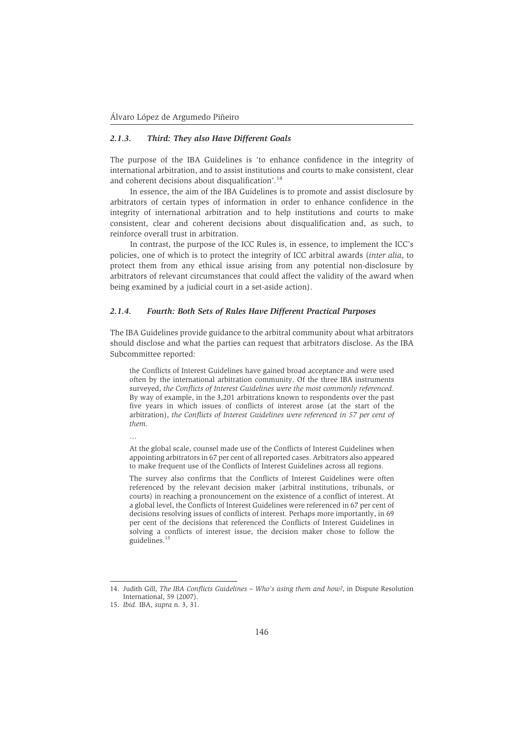#### *2.1.3. Third: They also Have Different Goals*

The purpose of the IBA Guidelines is 'to enhance confidence in the integrity of international arbitration, and to assist institutions and courts to make consistent, clear and coherent decisions about disqualification'.[14]

In essence, the aim of the IBA Guidelines is to promote and assist disclosure by arbitrators of certain types of information in order to enhance confidence in the integrity of international arbitration and to help institutions and courts to make consistent, clear and coherent decisions about disqualification and, as such, to reinforce overall trust in arbitration.

In contrast, the purpose of the ICC Rules is, in essence, to implement the ICC's policies, one of which is to protect the integrity of ICC arbitral awards (*inter alia*, to protect them from any ethical issue arising from any potential non-disclosure by arbitrators of relevant circumstances that could affect the validity of the award when being examined by a judicial court in a set-aside action).

#### *2.1.4. Fourth: Both Sets of Rules Have Different Practical Purposes*

The IBA Guidelines provide guidance to the arbitral community about what arbitrators should disclose and what the parties can request that arbitrators disclose. As the IBA Subcommittee reported:

> the Conflicts of Interest Guidelines have gained broad acceptance and were used often by the international arbitration community. Of the three IBA instruments surveyed, *the Conflicts of Interest Guidelines were the most commonly referenced*. By way of example, in the 3,201 arbitrations known to respondents over the past five years in which issues of conflicts of interest arose (at the start of the arbitration), *the Conflicts of Interest Guidelines were referenced in 57 per cent of them.*
>
> …
>
> At the global scale, counsel made use of the Conflicts of Interest Guidelines when appointing arbitrators in 67 per cent of all reported cases. Arbitrators also appeared to make frequent use of the Conflicts of Interest Guidelines across all regions.
>
> The survey also confirms that the Conflicts of Interest Guidelines were often referenced by the relevant decision maker (arbitral institutions, tribunals, or courts) in reaching a pronouncement on the existence of a conflict of interest. At a global level, the Conflicts of Interest Guidelines were referenced in 67 per cent of decisions resolving issues of conflicts of interest. Perhaps more importantly, in 69 per cent of the decisions that referenced the Conflicts of Interest Guidelines in solving a conflicts of interest issue, the decision maker chose to follow the guidelines.[15]

---

14. Judith Gill, *The IBA Conflicts Guidelines – Who's using them and how?*, in Dispute Resolution International, 59 (2007).

15. *Ibid.* IBA, *supra* n. 3, 31.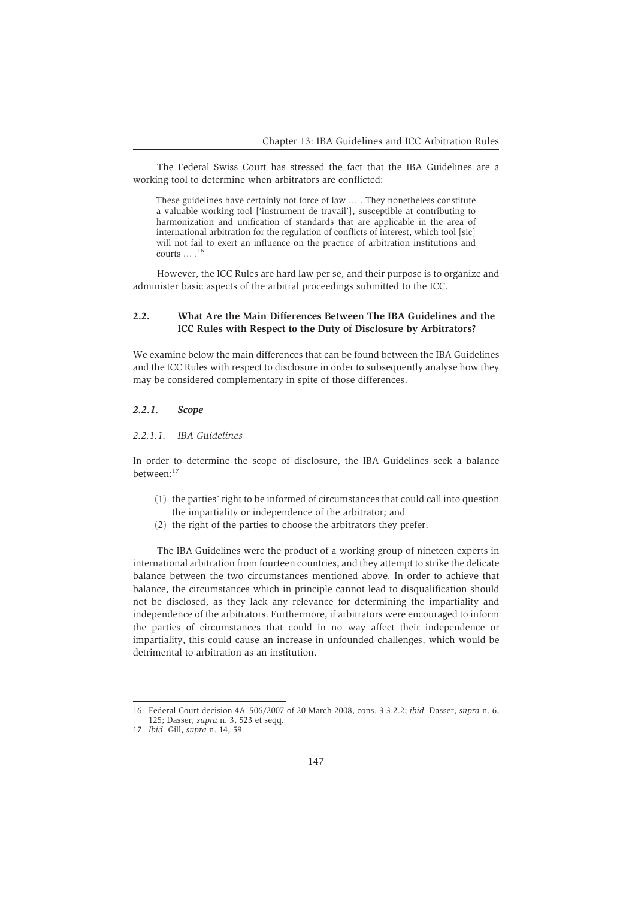The Federal Swiss Court has stressed the fact that the IBA Guidelines are a working tool to determine when arbitrators are conflicted:

> These guidelines have certainly not force of law … . They nonetheless constitute a valuable working tool ['instrument de travail'], susceptible at contributing to harmonization and unification of standards that are applicable in the area of international arbitration for the regulation of conflicts of interest, which tool [sic] will not fail to exert an influence on the practice of arbitration institutions and courts … .[16]

However, the ICC Rules are hard law per se, and their purpose is to organize and administer basic aspects of the arbitral proceedings submitted to the ICC.

## 2.2. What Are the Main Differences Between The IBA Guidelines and the ICC Rules with Respect to the Duty of Disclosure by Arbitrators?

We examine below the main differences that can be found between the IBA Guidelines and the ICC Rules with respect to disclosure in order to subsequently analyse how they may be considered complementary in spite of those differences.

### *2.2.1. Scope*

#### *2.2.1.1. IBA Guidelines*

In order to determine the scope of disclosure, the IBA Guidelines seek a balance between:[17]

(1) the parties' right to be informed of circumstances that could call into question the impartiality or independence of the arbitrator; and
(2) the right of the parties to choose the arbitrators they prefer.

The IBA Guidelines were the product of a working group of nineteen experts in international arbitration from fourteen countries, and they attempt to strike the delicate balance between the two circumstances mentioned above. In order to achieve that balance, the circumstances which in principle cannot lead to disqualification should not be disclosed, as they lack any relevance for determining the impartiality and independence of the arbitrators. Furthermore, if arbitrators were encouraged to inform the parties of circumstances that could in no way affect their independence or impartiality, this could cause an increase in unfounded challenges, which would be detrimental to arbitration as an institution.

---

16. Federal Court decision 4A_506/2007 of 20 March 2008, cons. 3.3.2.2; *ibid.* Dasser, *supra* n. 6, 125; Dasser, *supra* n. 3, 523 et seqq.
17. *Ibid.* Gill, *supra* n. 14, 59.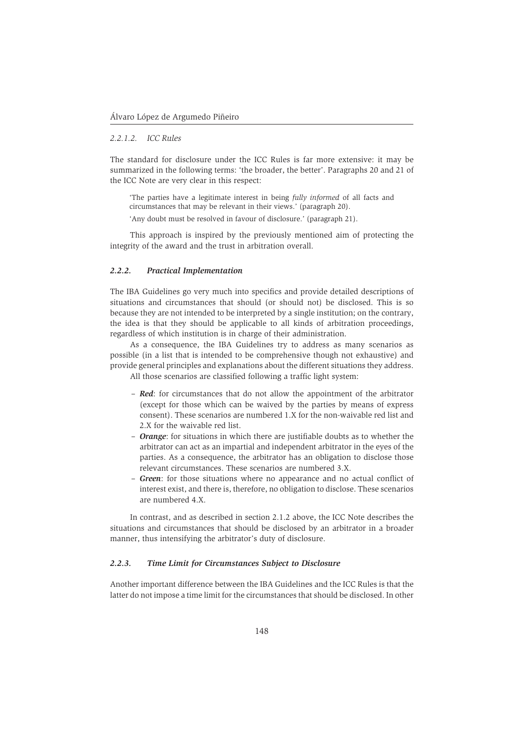#### 2.2.1.2. ICC Rules

The standard for disclosure under the ICC Rules is far more extensive: it may be summarized in the following terms: 'the broader, the better'. Paragraphs 20 and 21 of the ICC Note are very clear in this respect:

> 'The parties have a legitimate interest in being *fully informed* of all facts and circumstances that may be relevant in their views.' (paragraph 20).
>
> 'Any doubt must be resolved in favour of disclosure.' (paragraph 21).

This approach is inspired by the previously mentioned aim of protecting the integrity of the award and the trust in arbitration overall.

### 2.2.2. Practical Implementation

The IBA Guidelines go very much into specifics and provide detailed descriptions of situations and circumstances that should (or should not) be disclosed. This is so because they are not intended to be interpreted by a single institution; on the contrary, the idea is that they should be applicable to all kinds of arbitration proceedings, regardless of which institution is in charge of their administration.

As a consequence, the IBA Guidelines try to address as many scenarios as possible (in a list that is intended to be comprehensive though not exhaustive) and provide general principles and explanations about the different situations they address.

All those scenarios are classified following a traffic light system:

- ***Red***: for circumstances that do not allow the appointment of the arbitrator (except for those which can be waived by the parties by means of express consent). These scenarios are numbered 1.X for the non-waivable red list and 2.X for the waivable red list.
- ***Orange***: for situations in which there are justifiable doubts as to whether the arbitrator can act as an impartial and independent arbitrator in the eyes of the parties. As a consequence, the arbitrator has an obligation to disclose those relevant circumstances. These scenarios are numbered 3.X.
- ***Green***: for those situations where no appearance and no actual conflict of interest exist, and there is, therefore, no obligation to disclose. These scenarios are numbered 4.X.

In contrast, and as described in section 2.1.2 above, the ICC Note describes the situations and circumstances that should be disclosed by an arbitrator in a broader manner, thus intensifying the arbitrator's duty of disclosure.

### 2.2.3. Time Limit for Circumstances Subject to Disclosure

Another important difference between the IBA Guidelines and the ICC Rules is that the latter do not impose a time limit for the circumstances that should be disclosed. In other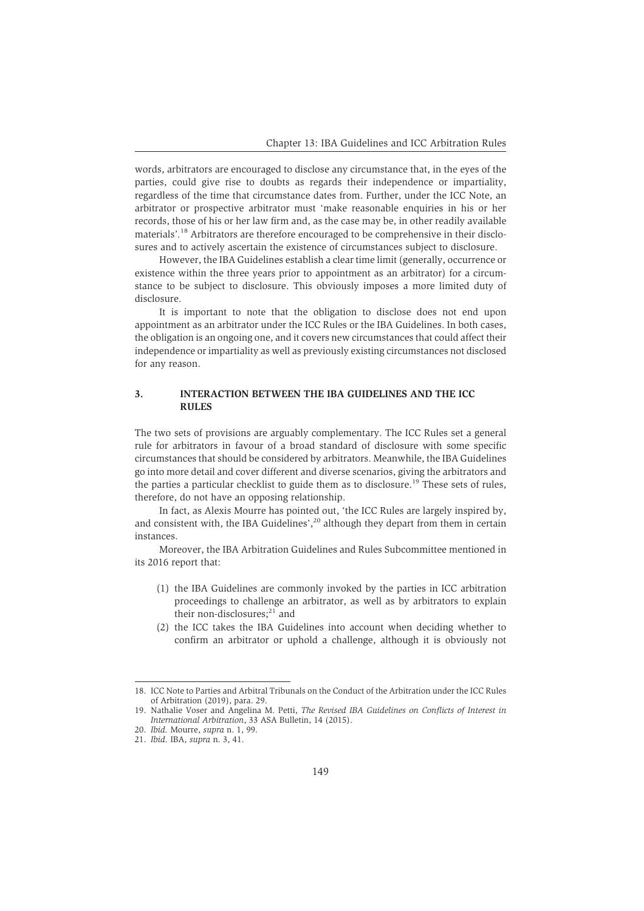words, arbitrators are encouraged to disclose any circumstance that, in the eyes of the parties, could give rise to doubts as regards their independence or impartiality, regardless of the time that circumstance dates from. Further, under the ICC Note, an arbitrator or prospective arbitrator must 'make reasonable enquiries in his or her records, those of his or her law firm and, as the case may be, in other readily available materials'.[18] Arbitrators are therefore encouraged to be comprehensive in their disclosures and to actively ascertain the existence of circumstances subject to disclosure.

However, the IBA Guidelines establish a clear time limit (generally, occurrence or existence within the three years prior to appointment as an arbitrator) for a circumstance to be subject to disclosure. This obviously imposes a more limited duty of disclosure.

It is important to note that the obligation to disclose does not end upon appointment as an arbitrator under the ICC Rules or the IBA Guidelines. In both cases, the obligation is an ongoing one, and it covers new circumstances that could affect their independence or impartiality as well as previously existing circumstances not disclosed for any reason.

## 3. INTERACTION BETWEEN THE IBA GUIDELINES AND THE ICC RULES

The two sets of provisions are arguably complementary. The ICC Rules set a general rule for arbitrators in favour of a broad standard of disclosure with some specific circumstances that should be considered by arbitrators. Meanwhile, the IBA Guidelines go into more detail and cover different and diverse scenarios, giving the arbitrators and the parties a particular checklist to guide them as to disclosure.[19] These sets of rules, therefore, do not have an opposing relationship.

In fact, as Alexis Mourre has pointed out, 'the ICC Rules are largely inspired by, and consistent with, the IBA Guidelines',[20] although they depart from them in certain instances.

Moreover, the IBA Arbitration Guidelines and Rules Subcommittee mentioned in its 2016 report that:

(1) the IBA Guidelines are commonly invoked by the parties in ICC arbitration proceedings to challenge an arbitrator, as well as by arbitrators to explain their non-disclosures;[21] and

(2) the ICC takes the IBA Guidelines into account when deciding whether to confirm an arbitrator or uphold a challenge, although it is obviously not

---

18. ICC Note to Parties and Arbitral Tribunals on the Conduct of the Arbitration under the ICC Rules of Arbitration (2019), para. 29.
19. Nathalie Voser and Angelina M. Petti, *The Revised IBA Guidelines on Conflicts of Interest in International Arbitration*, 33 ASA Bulletin, 14 (2015).
20. *Ibid.* Mourre, *supra* n. 1, 99.
21. *Ibid.* IBA, *supra* n. 3, 41.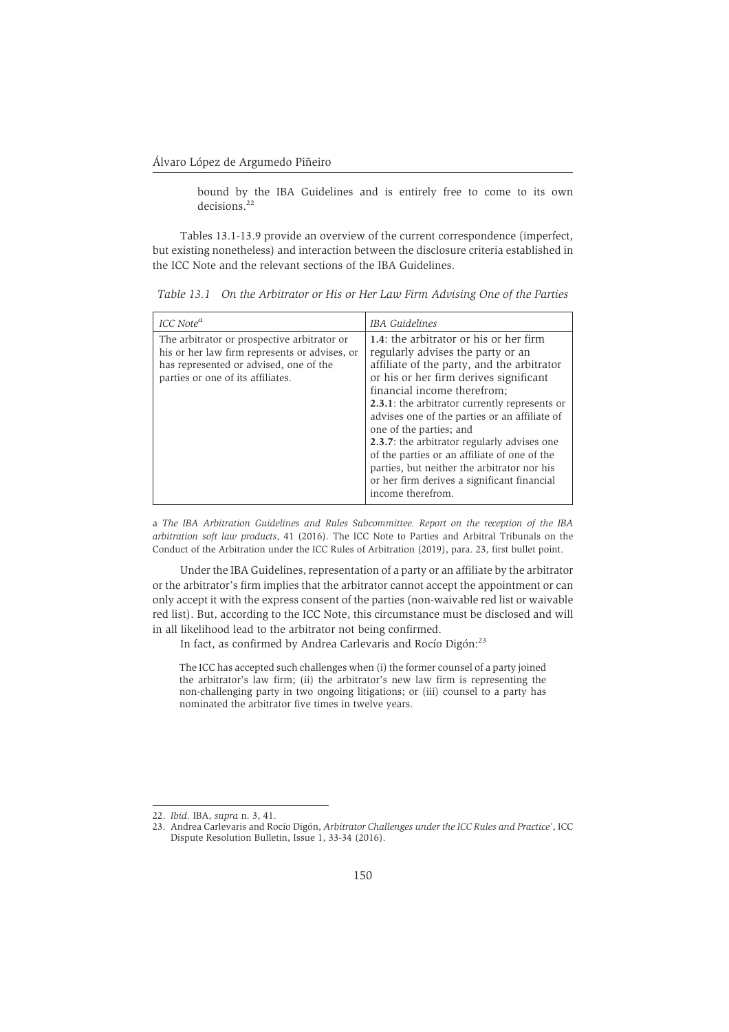bound by the IBA Guidelines and is entirely free to come to its own decisions.[22]

Tables 13.1-13.9 provide an overview of the current correspondence (imperfect, but existing nonetheless) and interaction between the disclosure criteria established in the ICC Note and the relevant sections of the IBA Guidelines.

*Table 13.1 On the Arbitrator or His or Her Law Firm Advising One of the Parties*

| *ICC Note*[a] | *IBA Guidelines* |
|---|---|
| The arbitrator or prospective arbitrator or his or her law firm represents or advises, or has represented or advised, one of the parties or one of its affiliates. | **1.4**: the arbitrator or his or her firm regularly advises the party or an affiliate of the party, and the arbitrator or his or her firm derives significant financial income therefrom; **2.3.1**: the arbitrator currently represents or advises one of the parties or an affiliate of one of the parties; and **2.3.7**: the arbitrator regularly advises one of the parties or an affiliate of one of the parties, but neither the arbitrator nor his or her firm derives a significant financial income therefrom. |

a *The IBA Arbitration Guidelines and Rules Subcommittee. Report on the reception of the IBA arbitration soft law products*, 41 (2016). The ICC Note to Parties and Arbitral Tribunals on the Conduct of the Arbitration under the ICC Rules of Arbitration (2019), para. 23, first bullet point.

Under the IBA Guidelines, representation of a party or an affiliate by the arbitrator or the arbitrator's firm implies that the arbitrator cannot accept the appointment or can only accept it with the express consent of the parties (non-waivable red list or waivable red list). But, according to the ICC Note, this circumstance must be disclosed and will in all likelihood lead to the arbitrator not being confirmed.

In fact, as confirmed by Andrea Carlevaris and Rocío Digón:[23]

> The ICC has accepted such challenges when (i) the former counsel of a party joined the arbitrator's law firm; (ii) the arbitrator's new law firm is representing the non-challenging party in two ongoing litigations; or (iii) counsel to a party has nominated the arbitrator five times in twelve years.

---

22. *Ibid.* IBA, *supra* n. 3, 41.
23. Andrea Carlevaris and Rocío Digón, *Arbitrator Challenges under the ICC Rules and Practice*', ICC Dispute Resolution Bulletin, Issue 1, 33-34 (2016).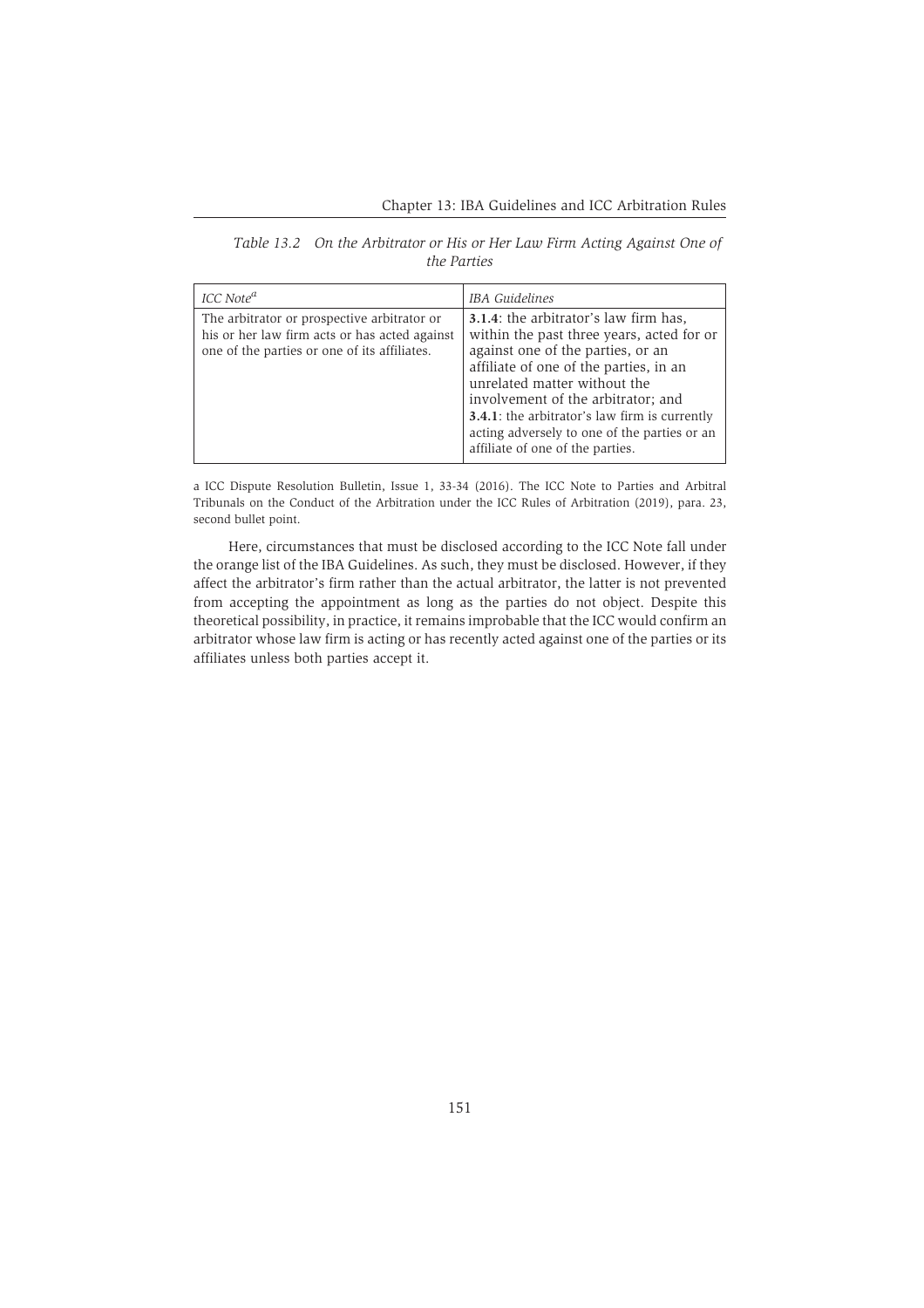*Table 13.2 On the Arbitrator or His or Her Law Firm Acting Against One of the Parties*

| *ICC Note*[a] | *IBA Guidelines* |
|---|---|
| The arbitrator or prospective arbitrator or his or her law firm acts or has acted against one of the parties or one of its affiliates. | **3.1.4**: the arbitrator's law firm has, within the past three years, acted for or against one of the parties, or an affiliate of one of the parties, in an unrelated matter without the involvement of the arbitrator; and **3.4.1**: the arbitrator's law firm is currently acting adversely to one of the parties or an affiliate of one of the parties. |

a ICC Dispute Resolution Bulletin, Issue 1, 33-34 (2016). The ICC Note to Parties and Arbitral Tribunals on the Conduct of the Arbitration under the ICC Rules of Arbitration (2019), para. 23, second bullet point.

Here, circumstances that must be disclosed according to the ICC Note fall under the orange list of the IBA Guidelines. As such, they must be disclosed. However, if they affect the arbitrator's firm rather than the actual arbitrator, the latter is not prevented from accepting the appointment as long as the parties do not object. Despite this theoretical possibility, in practice, it remains improbable that the ICC would confirm an arbitrator whose law firm is acting or has recently acted against one of the parties or its affiliates unless both parties accept it.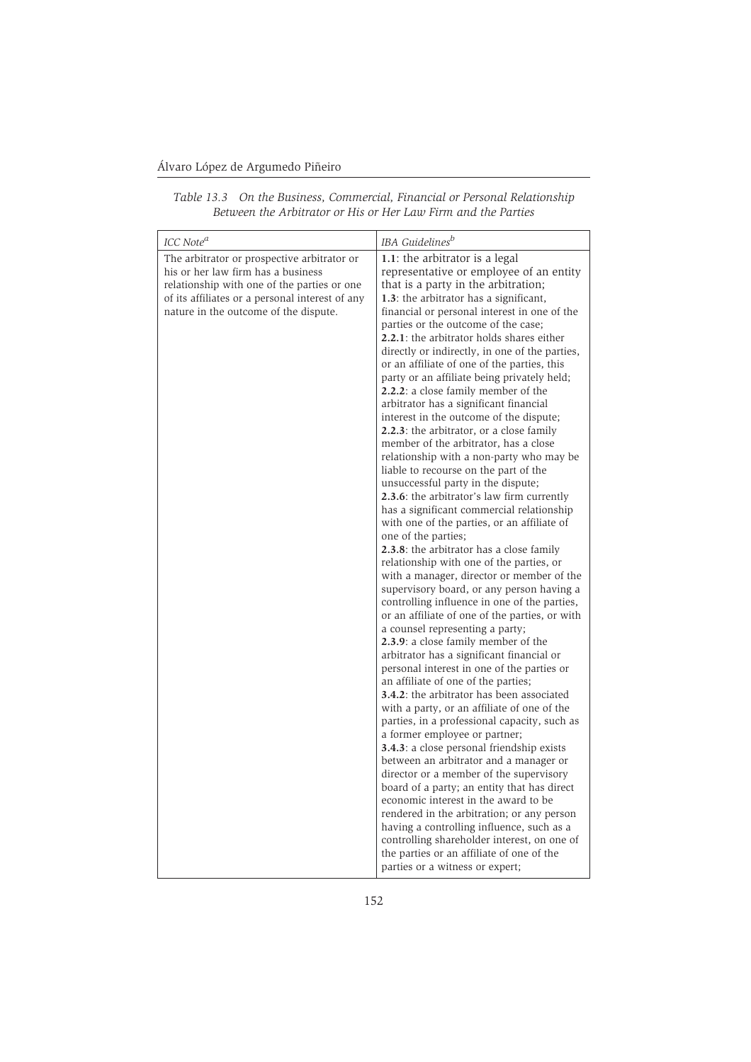*Table 13.3 On the Business, Commercial, Financial or Personal Relationship Between the Arbitrator or His or Her Law Firm and the Parties*

| *ICC Note*[a] | *IBA Guidelines*[b] |
|---|---|
| The arbitrator or prospective arbitrator or his or her law firm has a business relationship with one of the parties or one of its affiliates or a personal interest of any nature in the outcome of the dispute. | **1.1**: the arbitrator is a legal representative or employee of an entity that is a party in the arbitration; **1.3**: the arbitrator has a significant, financial or personal interest in one of the parties or the outcome of the case; **2.2.1**: the arbitrator holds shares either directly or indirectly, in one of the parties, or an affiliate of one of the parties, this party or an affiliate being privately held; **2.2.2**: a close family member of the arbitrator has a significant financial interest in the outcome of the dispute; **2.2.3**: the arbitrator, or a close family member of the arbitrator, has a close relationship with a non-party who may be liable to recourse on the part of the unsuccessful party in the dispute; **2.3.6**: the arbitrator's law firm currently has a significant commercial relationship with one of the parties, or an affiliate of one of the parties; **2.3.8**: the arbitrator has a close family relationship with one of the parties, or with a manager, director or member of the supervisory board, or any person having a controlling influence in one of the parties, or an affiliate of one of the parties, or with a counsel representing a party; **2.3.9**: a close family member of the arbitrator has a significant financial or personal interest in one of the parties or an affiliate of one of the parties; **3.4.2**: the arbitrator has been associated with a party, or an affiliate of one of the parties, in a professional capacity, such as a former employee or partner; **3.4.3**: a close personal friendship exists between an arbitrator and a manager or director or a member of the supervisory board of a party; an entity that has direct economic interest in the award to be rendered in the arbitration; or any person having a controlling influence, such as a controlling shareholder interest, on one of the parties or an affiliate of one of the parties or a witness or expert; |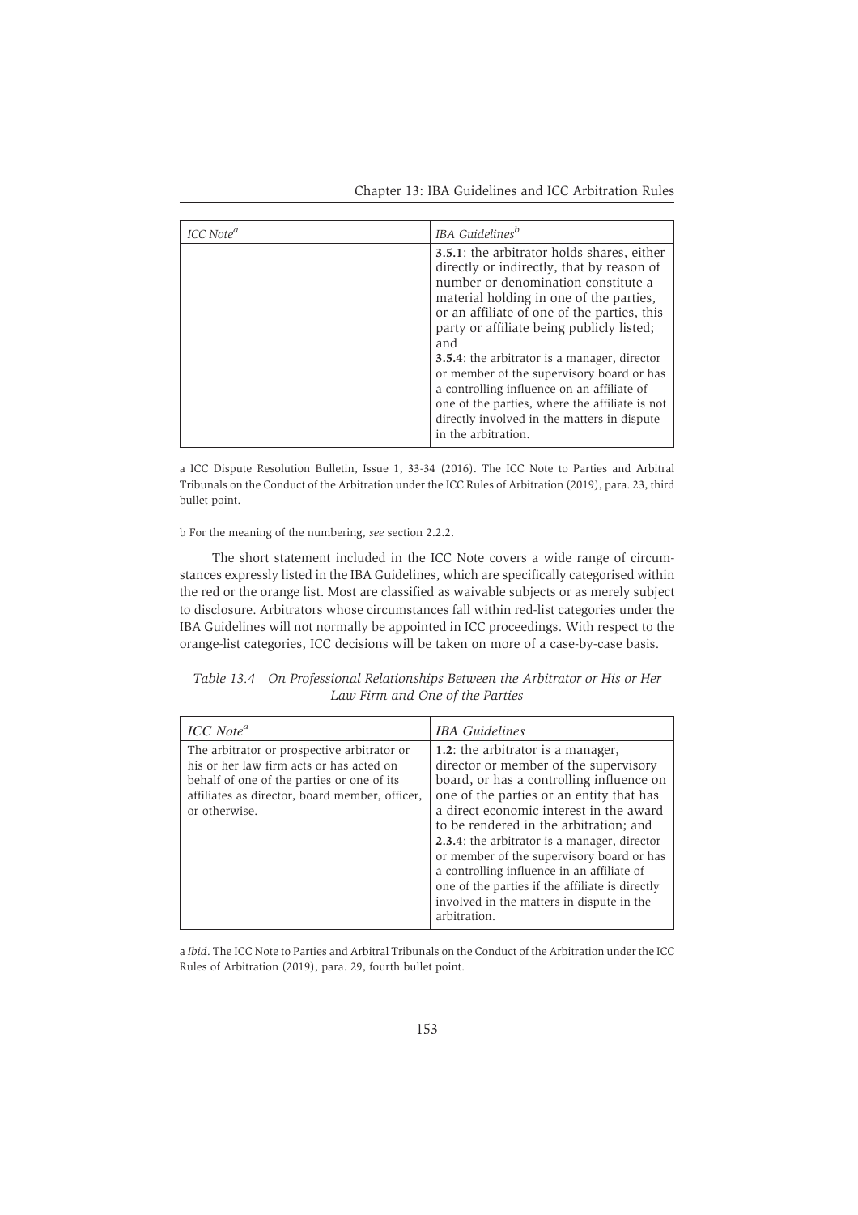| *ICC Note*[a] | *IBA Guidelines*[b] |
|---|---|
| | **3.5.1**: the arbitrator holds shares, either directly or indirectly, that by reason of number or denomination constitute a material holding in one of the parties, or an affiliate of one of the parties, this party or affiliate being publicly listed; and<br>**3.5.4**: the arbitrator is a manager, director or member of the supervisory board or has a controlling influence on an affiliate of one of the parties, where the affiliate is not directly involved in the matters in dispute in the arbitration. |

a ICC Dispute Resolution Bulletin, Issue 1, 33-34 (2016). The ICC Note to Parties and Arbitral Tribunals on the Conduct of the Arbitration under the ICC Rules of Arbitration (2019), para. 23, third bullet point.

b For the meaning of the numbering, *see* section 2.2.2.

The short statement included in the ICC Note covers a wide range of circumstances expressly listed in the IBA Guidelines, which are specifically categorised within the red or the orange list. Most are classified as waivable subjects or as merely subject to disclosure. Arbitrators whose circumstances fall within red-list categories under the IBA Guidelines will not normally be appointed in ICC proceedings. With respect to the orange-list categories, ICC decisions will be taken on more of a case-by-case basis.

*Table 13.4 On Professional Relationships Between the Arbitrator or His or Her Law Firm and One of the Parties*

| *ICC Note*[a] | *IBA Guidelines* |
|---|---|
| The arbitrator or prospective arbitrator or his or her law firm acts or has acted on behalf of one of the parties or one of its affiliates as director, board member, officer, or otherwise. | **1.2**: the arbitrator is a manager, director or member of the supervisory board, or has a controlling influence on one of the parties or an entity that has a direct economic interest in the award to be rendered in the arbitration; and<br>**2.3.4**: the arbitrator is a manager, director or member of the supervisory board or has a controlling influence in an affiliate of one of the parties if the affiliate is directly involved in the matters in dispute in the arbitration. |

a *Ibid*. The ICC Note to Parties and Arbitral Tribunals on the Conduct of the Arbitration under the ICC Rules of Arbitration (2019), para. 29, fourth bullet point.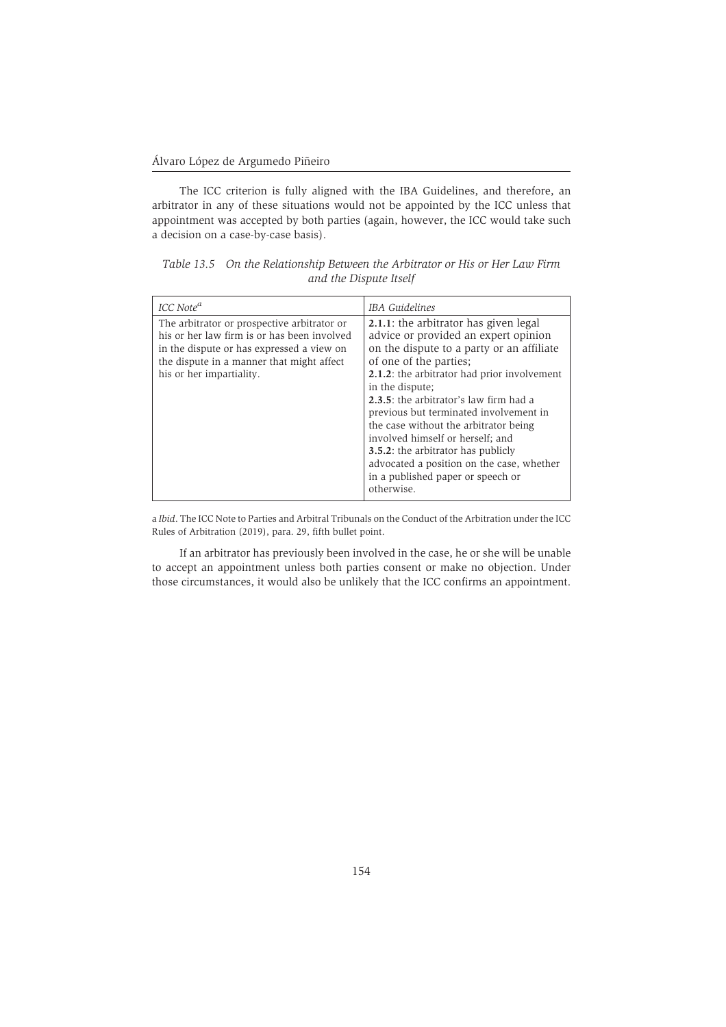The ICC criterion is fully aligned with the IBA Guidelines, and therefore, an arbitrator in any of these situations would not be appointed by the ICC unless that appointment was accepted by both parties (again, however, the ICC would take such a decision on a case-by-case basis).

*Table 13.5 On the Relationship Between the Arbitrator or His or Her Law Firm and the Dispute Itself*

| *ICC Note*[a] | *IBA Guidelines* |
| --- | --- |
| The arbitrator or prospective arbitrator or his or her law firm is or has been involved in the dispute or has expressed a view on the dispute in a manner that might affect his or her impartiality. | **2.1.1**: the arbitrator has given legal advice or provided an expert opinion on the dispute to a party or an affiliate of one of the parties; **2.1.2**: the arbitrator had prior involvement in the dispute; **2.3.5**: the arbitrator's law firm had a previous but terminated involvement in the case without the arbitrator being involved himself or herself; and **3.5.2**: the arbitrator has publicly advocated a position on the case, whether in a published paper or speech or otherwise. |

a *Ibid*. The ICC Note to Parties and Arbitral Tribunals on the Conduct of the Arbitration under the ICC Rules of Arbitration (2019), para. 29, fifth bullet point.

If an arbitrator has previously been involved in the case, he or she will be unable to accept an appointment unless both parties consent or make no objection. Under those circumstances, it would also be unlikely that the ICC confirms an appointment.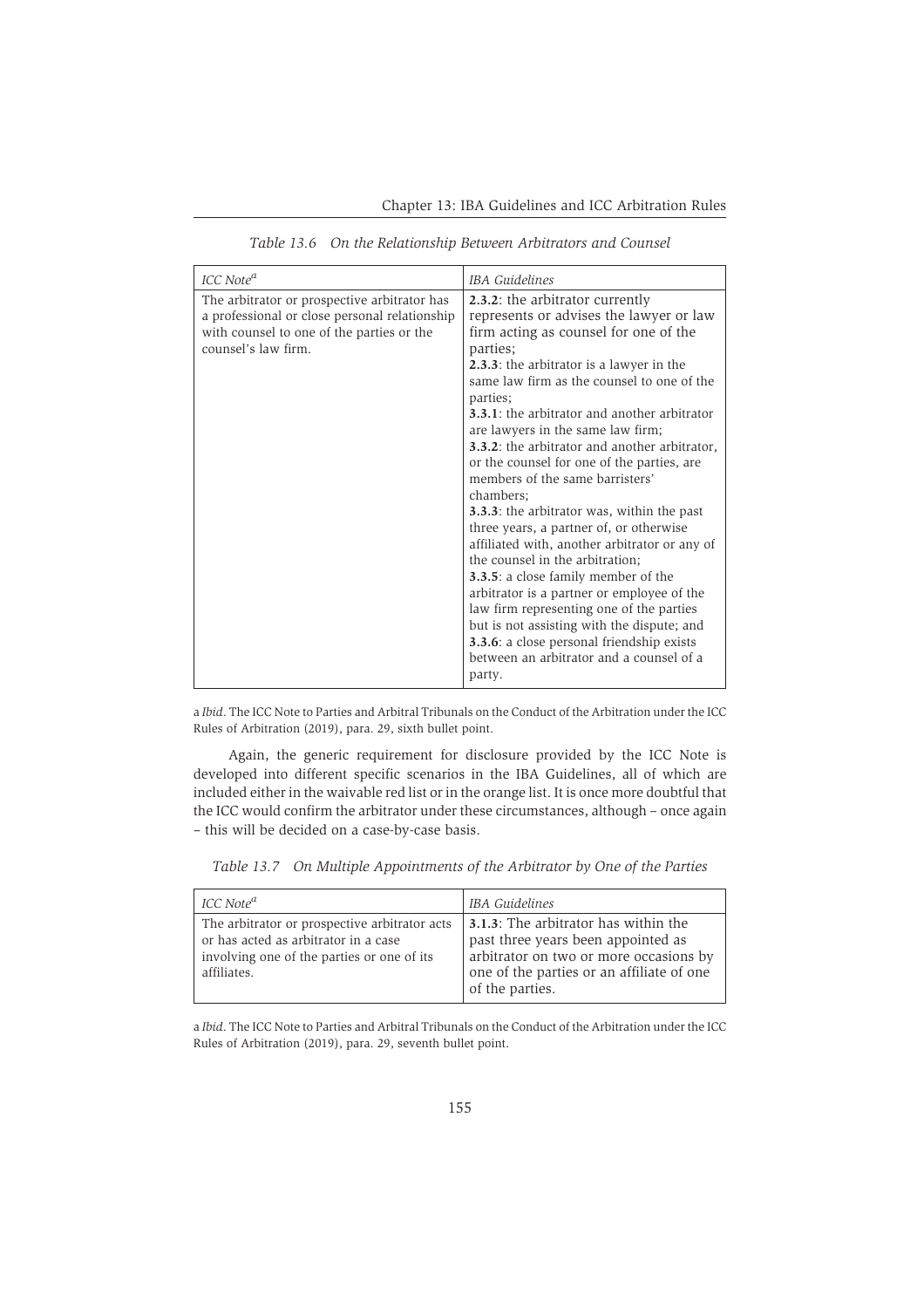*Table 13.6 On the Relationship Between Arbitrators and Counsel*

| *ICC Note*[a] | *IBA Guidelines* |
|---|---|
| The arbitrator or prospective arbitrator has a professional or close personal relationship with counsel to one of the parties or the counsel's law firm. | **2.3.2**: the arbitrator currently represents or advises the lawyer or law firm acting as counsel for one of the parties; **2.3.3**: the arbitrator is a lawyer in the same law firm as the counsel to one of the parties; **3.3.1**: the arbitrator and another arbitrator are lawyers in the same law firm; **3.3.2**: the arbitrator and another arbitrator, or the counsel for one of the parties, are members of the same barristers' chambers; **3.3.3**: the arbitrator was, within the past three years, a partner of, or otherwise affiliated with, another arbitrator or any of the counsel in the arbitration; **3.3.5**: a close family member of the arbitrator is a partner or employee of the law firm representing one of the parties but is not assisting with the dispute; and **3.3.6**: a close personal friendship exists between an arbitrator and a counsel of a party. |

a *Ibid*. The ICC Note to Parties and Arbitral Tribunals on the Conduct of the Arbitration under the ICC Rules of Arbitration (2019), para. 29, sixth bullet point.

Again, the generic requirement for disclosure provided by the ICC Note is developed into different specific scenarios in the IBA Guidelines, all of which are included either in the waivable red list or in the orange list. It is once more doubtful that the ICC would confirm the arbitrator under these circumstances, although – once again – this will be decided on a case-by-case basis.

*Table 13.7 On Multiple Appointments of the Arbitrator by One of the Parties*

| *ICC Note*[a] | *IBA Guidelines* |
|---|---|
| The arbitrator or prospective arbitrator acts or has acted as arbitrator in a case involving one of the parties or one of its affiliates. | **3.1.3**: The arbitrator has within the past three years been appointed as arbitrator on two or more occasions by one of the parties or an affiliate of one of the parties. |

a *Ibid*. The ICC Note to Parties and Arbitral Tribunals on the Conduct of the Arbitration under the ICC Rules of Arbitration (2019), para. 29, seventh bullet point.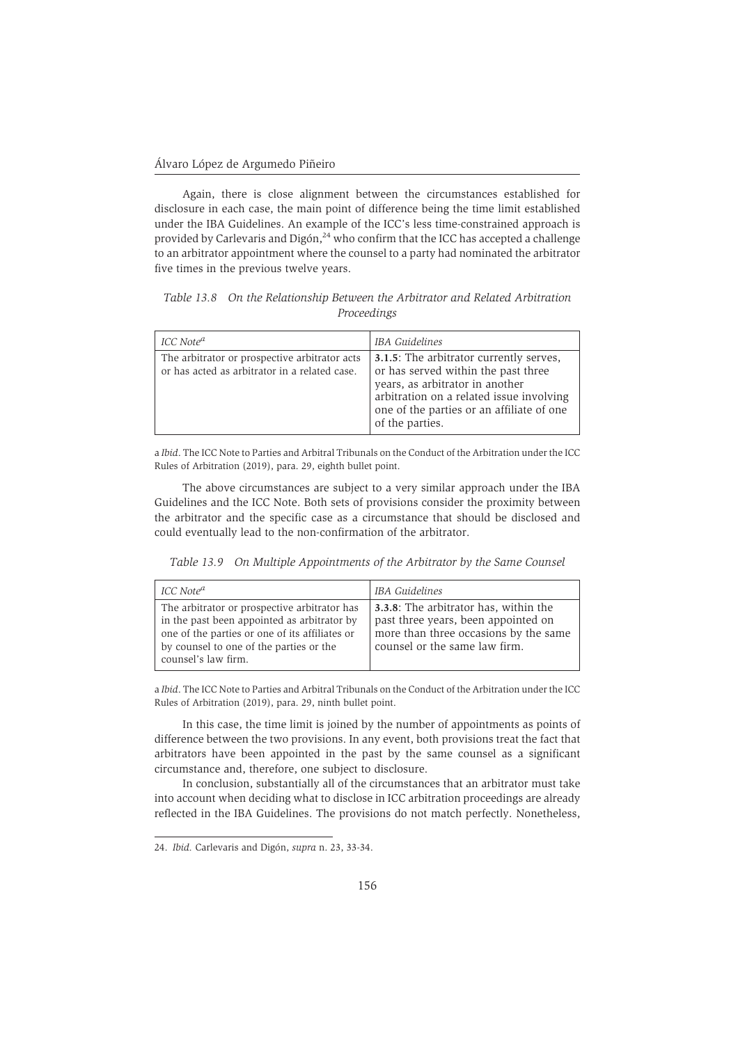Again, there is close alignment between the circumstances established for disclosure in each case, the main point of difference being the time limit established under the IBA Guidelines. An example of the ICC's less time-constrained approach is provided by Carlevaris and Digón,[24] who confirm that the ICC has accepted a challenge to an arbitrator appointment where the counsel to a party had nominated the arbitrator five times in the previous twelve years.

*Table 13.8 On the Relationship Between the Arbitrator and Related Arbitration Proceedings*

| *ICC Note*[a] | *IBA Guidelines* |
|---|---|
| The arbitrator or prospective arbitrator acts or has acted as arbitrator in a related case. | **3.1.5**: The arbitrator currently serves, or has served within the past three years, as arbitrator in another arbitration on a related issue involving one of the parties or an affiliate of one of the parties. |

a *Ibid*. The ICC Note to Parties and Arbitral Tribunals on the Conduct of the Arbitration under the ICC Rules of Arbitration (2019), para. 29, eighth bullet point.

The above circumstances are subject to a very similar approach under the IBA Guidelines and the ICC Note. Both sets of provisions consider the proximity between the arbitrator and the specific case as a circumstance that should be disclosed and could eventually lead to the non-confirmation of the arbitrator.

*Table 13.9 On Multiple Appointments of the Arbitrator by the Same Counsel*

| *ICC Note*[a] | *IBA Guidelines* |
|---|---|
| The arbitrator or prospective arbitrator has in the past been appointed as arbitrator by one of the parties or one of its affiliates or by counsel to one of the parties or the counsel's law firm. | **3.3.8**: The arbitrator has, within the past three years, been appointed on more than three occasions by the same counsel or the same law firm. |

a *Ibid*. The ICC Note to Parties and Arbitral Tribunals on the Conduct of the Arbitration under the ICC Rules of Arbitration (2019), para. 29, ninth bullet point.

In this case, the time limit is joined by the number of appointments as points of difference between the two provisions. In any event, both provisions treat the fact that arbitrators have been appointed in the past by the same counsel as a significant circumstance and, therefore, one subject to disclosure.

In conclusion, substantially all of the circumstances that an arbitrator must take into account when deciding what to disclose in ICC arbitration proceedings are already reflected in the IBA Guidelines. The provisions do not match perfectly. Nonetheless,

---

24. *Ibid.* Carlevaris and Digón, *supra* n. 23, 33-34.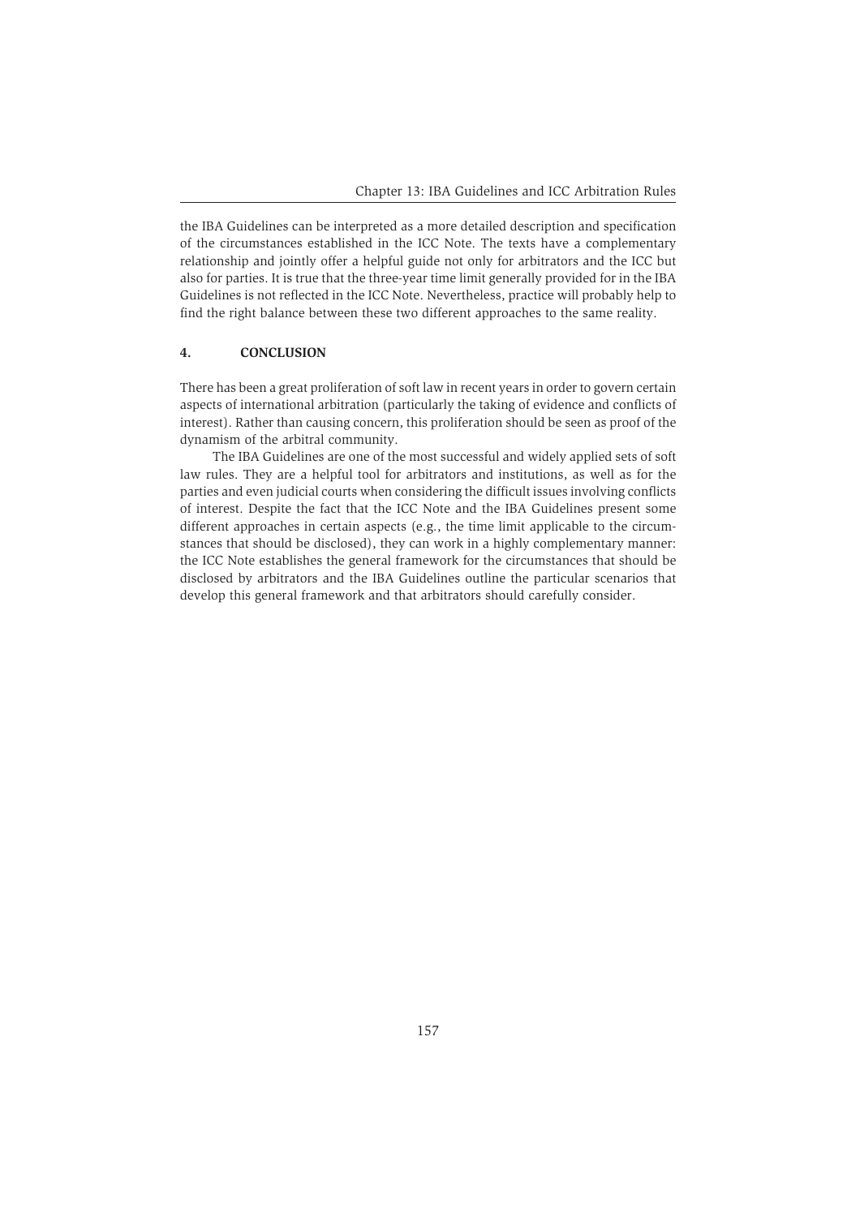the IBA Guidelines can be interpreted as a more detailed description and specification of the circumstances established in the ICC Note. The texts have a complementary relationship and jointly offer a helpful guide not only for arbitrators and the ICC but also for parties. It is true that the three-year time limit generally provided for in the IBA Guidelines is not reflected in the ICC Note. Nevertheless, practice will probably help to find the right balance between these two different approaches to the same reality.

## 4. CONCLUSION

There has been a great proliferation of soft law in recent years in order to govern certain aspects of international arbitration (particularly the taking of evidence and conflicts of interest). Rather than causing concern, this proliferation should be seen as proof of the dynamism of the arbitral community.

The IBA Guidelines are one of the most successful and widely applied sets of soft law rules. They are a helpful tool for arbitrators and institutions, as well as for the parties and even judicial courts when considering the difficult issues involving conflicts of interest. Despite the fact that the ICC Note and the IBA Guidelines present some different approaches in certain aspects (e.g., the time limit applicable to the circumstances that should be disclosed), they can work in a highly complementary manner: the ICC Note establishes the general framework for the circumstances that should be disclosed by arbitrators and the IBA Guidelines outline the particular scenarios that develop this general framework and that arbitrators should carefully consider.